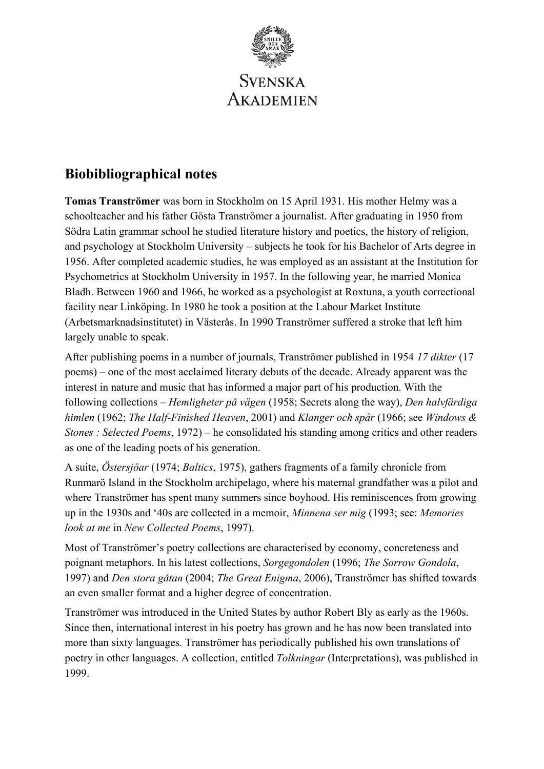Svenska Akademien

## Biobibliographical notes

**Tomas Tranströmer** was born in Stockholm on 15 April 1931. His mother Helmy was a schoolteacher and his father Gösta Tranströmer a journalist. After graduating in 1950 from Södra Latin grammar school he studied literature history and poetics, the history of religion, and psychology at Stockholm University – subjects he took for his Bachelor of Arts degree in 1956. After completed academic studies, he was employed as an assistant at the Institution for Psychometrics at Stockholm University in 1957. In the following year, he married Monica Bladh. Between 1960 and 1966, he worked as a psychologist at Roxtuna, a youth correctional facility near Linköping. In 1980 he took a position at the Labour Market Institute (Arbetsmarknadsinstitutet) in Västerås. In 1990 Tranströmer suffered a stroke that left him largely unable to speak.

After publishing poems in a number of journals, Tranströmer published in 1954 *17 dikter* (17 poems) – one of the most acclaimed literary debuts of the decade. Already apparent was the interest in nature and music that has informed a major part of his production. With the following collections – *Hemligheter på vägen* (1958; Secrets along the way), *Den halvfärdiga himlen* (1962; *The Half-Finished Heaven*, 2001) and *Klanger och spår* (1966; see *Windows & Stones : Selected Poems*, 1972) – he consolidated his standing among critics and other readers as one of the leading poets of his generation.

A suite, *Östersjöar* (1974; *Baltics*, 1975), gathers fragments of a family chronicle from Runmarö Island in the Stockholm archipelago, where his maternal grandfather was a pilot and where Tranströmer has spent many summers since boyhood. His reminiscences from growing up in the 1930s and '40s are collected in a memoir, *Minnena ser mig* (1993; see: *Memories look at me* in *New Collected Poems*, 1997).

Most of Tranströmer's poetry collections are characterised by economy, concreteness and poignant metaphors. In his latest collections, *Sorgegondolen* (1996; *The Sorrow Gondola*, 1997) and *Den stora gåtan* (2004; *The Great Enigma*, 2006), Tranströmer has shifted towards an even smaller format and a higher degree of concentration.

Tranströmer was introduced in the United States by author Robert Bly as early as the 1960s. Since then, international interest in his poetry has grown and he has now been translated into more than sixty languages. Tranströmer has periodically published his own translations of poetry in other languages. A collection, entitled *Tolkningar* (Interpretations), was published in 1999.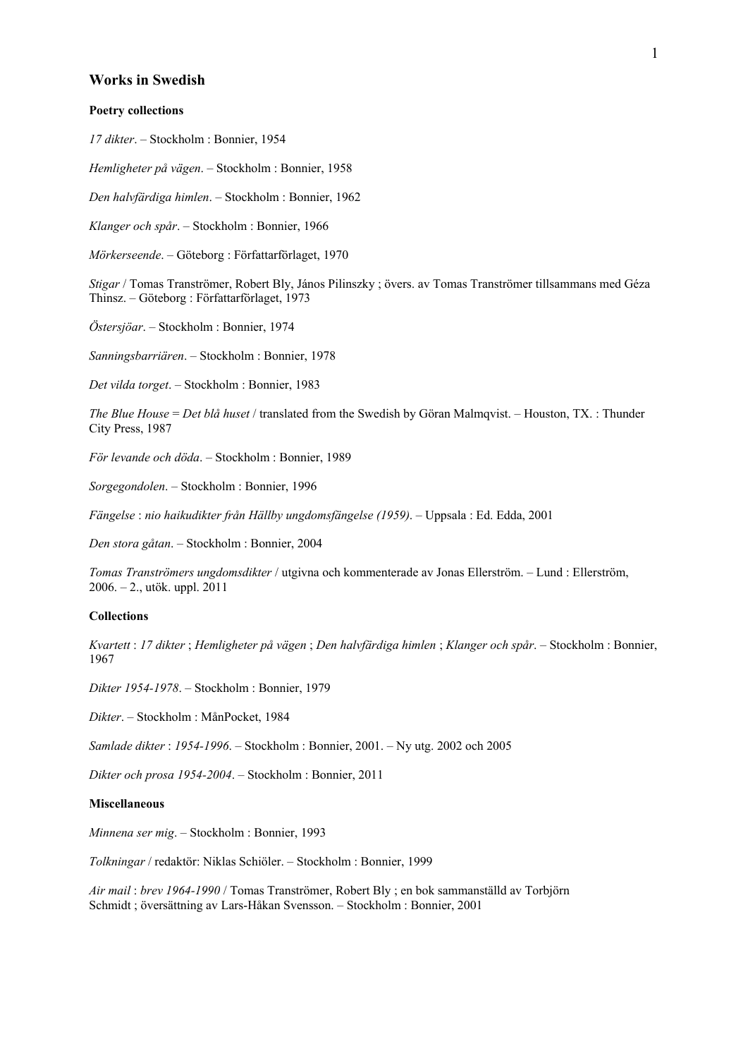## Works in Swedish

### Poetry collections

*17 dikter*. – Stockholm : Bonnier, 1954

*Hemligheter på vägen*. – Stockholm : Bonnier, 1958

*Den halvfärdiga himlen*. – Stockholm : Bonnier, 1962

*Klanger och spår*. – Stockholm : Bonnier, 1966

*Mörkerseende*. – Göteborg : Författarförlaget, 1970

*Stigar* / Tomas Tranströmer, Robert Bly, János Pilinszky ; övers. av Tomas Tranströmer tillsammans med Géza Thinsz. – Göteborg : Författarförlaget, 1973

*Östersjöar*. – Stockholm : Bonnier, 1974

*Sanningsbarriären*. – Stockholm : Bonnier, 1978

*Det vilda torget*. – Stockholm : Bonnier, 1983

*The Blue House* = *Det blå huset* / translated from the Swedish by Göran Malmqvist. – Houston, TX. : Thunder City Press, 1987

*För levande och döda*. – Stockholm : Bonnier, 1989

*Sorgegondolen*. – Stockholm : Bonnier, 1996

*Fängelse* : *nio haikudikter från Hällby ungdomsfängelse (1959)*. – Uppsala : Ed. Edda, 2001

*Den stora gåtan*. – Stockholm : Bonnier, 2004

*Tomas Tranströmers ungdomsdikter* / utgivna och kommenterade av Jonas Ellerström. – Lund : Ellerström, 2006. – 2., utök. uppl. 2011

### Collections

*Kvartett* : *17 dikter* ; *Hemligheter på vägen* ; *Den halvfärdiga himlen* ; *Klanger och spår*. – Stockholm : Bonnier, 1967

*Dikter 1954-1978*. – Stockholm : Bonnier, 1979

*Dikter*. – Stockholm : MånPocket, 1984

*Samlade dikter* : *1954-1996*. – Stockholm : Bonnier, 2001. – Ny utg. 2002 och 2005

*Dikter och prosa 1954-2004*. – Stockholm : Bonnier, 2011

### Miscellaneous

*Minnena ser mig*. – Stockholm : Bonnier, 1993

*Tolkningar* / redaktör: Niklas Schiöler. – Stockholm : Bonnier, 1999

*Air mail* : *brev 1964-1990* / Tomas Tranströmer, Robert Bly ; en bok sammanställd av Torbjörn Schmidt ; översättning av Lars-Håkan Svensson. – Stockholm : Bonnier, 2001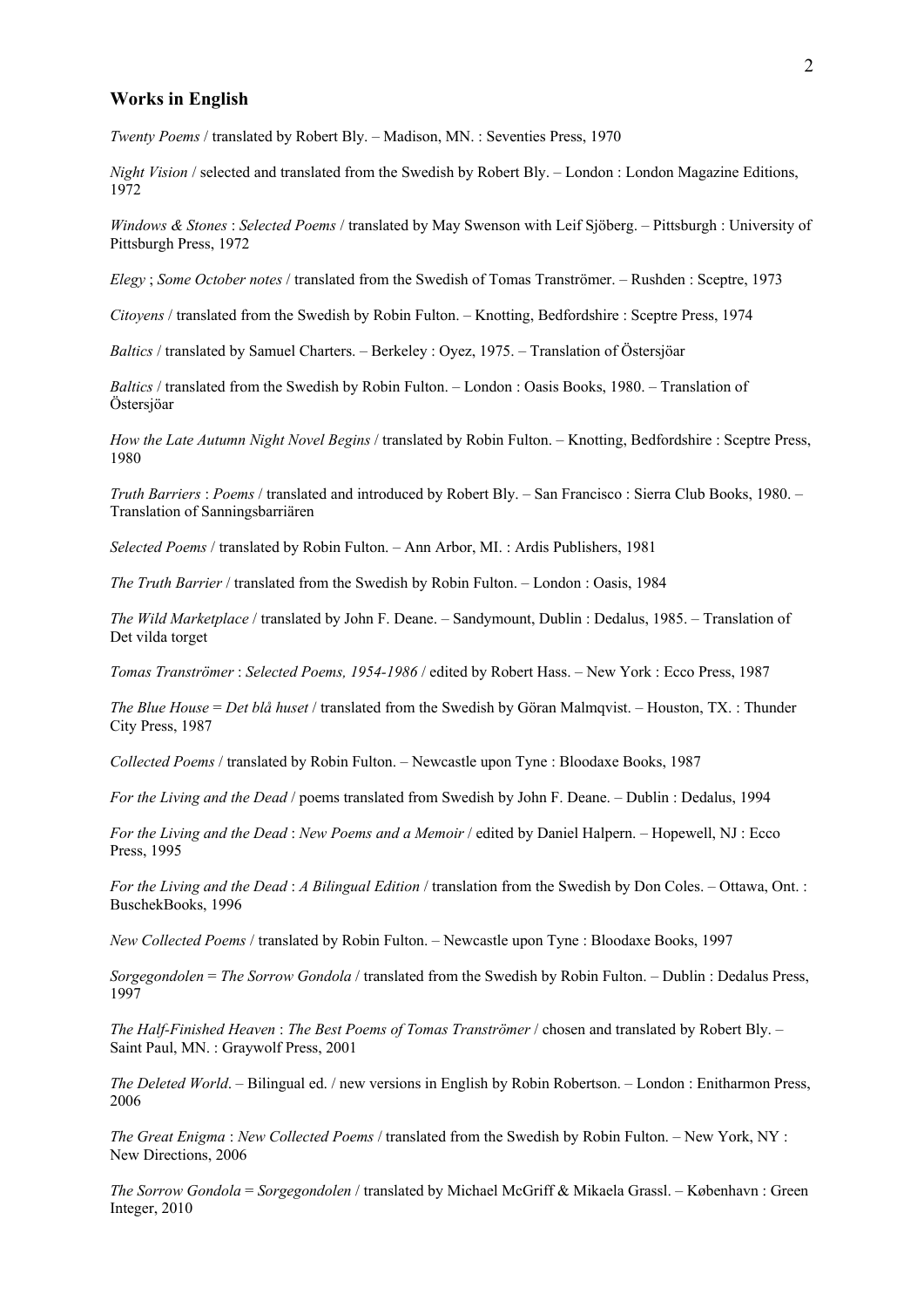## Works in English

*Twenty Poems* / translated by Robert Bly. – Madison, MN. : Seventies Press, 1970

*Night Vision* / selected and translated from the Swedish by Robert Bly. – London : London Magazine Editions, 1972

*Windows & Stones* : *Selected Poems* / translated by May Swenson with Leif Sjöberg. – Pittsburgh : University of Pittsburgh Press, 1972

*Elegy* ; *Some October notes* / translated from the Swedish of Tomas Tranströmer. – Rushden : Sceptre, 1973

*Citoyens* / translated from the Swedish by Robin Fulton. – Knotting, Bedfordshire : Sceptre Press, 1974

*Baltics* / translated by Samuel Charters. – Berkeley : Oyez, 1975. – Translation of Östersjöar

*Baltics* / translated from the Swedish by Robin Fulton. – London : Oasis Books, 1980. – Translation of Östersjöar

*How the Late Autumn Night Novel Begins* / translated by Robin Fulton. – Knotting, Bedfordshire : Sceptre Press, 1980

*Truth Barriers* : *Poems* / translated and introduced by Robert Bly. – San Francisco : Sierra Club Books, 1980. – Translation of Sanningsbarriären

*Selected Poems* / translated by Robin Fulton. – Ann Arbor, MI. : Ardis Publishers, 1981

*The Truth Barrier* / translated from the Swedish by Robin Fulton. – London : Oasis, 1984

*The Wild Marketplace* / translated by John F. Deane. – Sandymount, Dublin : Dedalus, 1985. – Translation of Det vilda torget

*Tomas Tranströmer* : *Selected Poems, 1954-1986* / edited by Robert Hass. – New York : Ecco Press, 1987

*The Blue House* = *Det blå huset* / translated from the Swedish by Göran Malmqvist. – Houston, TX. : Thunder City Press, 1987

*Collected Poems* / translated by Robin Fulton. – Newcastle upon Tyne : Bloodaxe Books, 1987

*For the Living and the Dead* / poems translated from Swedish by John F. Deane. – Dublin : Dedalus, 1994

*For the Living and the Dead* : *New Poems and a Memoir* / edited by Daniel Halpern. – Hopewell, NJ : Ecco Press, 1995

*For the Living and the Dead* : *A Bilingual Edition* / translation from the Swedish by Don Coles. – Ottawa, Ont. : BuschekBooks, 1996

*New Collected Poems* / translated by Robin Fulton. – Newcastle upon Tyne : Bloodaxe Books, 1997

*Sorgegondolen* = *The Sorrow Gondola* / translated from the Swedish by Robin Fulton. – Dublin : Dedalus Press, 1997

*The Half-Finished Heaven* : *The Best Poems of Tomas Tranströmer* / chosen and translated by Robert Bly. – Saint Paul, MN. : Graywolf Press, 2001

*The Deleted World*. – Bilingual ed. / new versions in English by Robin Robertson. – London : Enitharmon Press, 2006

*The Great Enigma* : *New Collected Poems* / translated from the Swedish by Robin Fulton. – New York, NY : New Directions, 2006

*The Sorrow Gondola* = *Sorgegondolen* / translated by Michael McGriff & Mikaela Grassl. – København : Green Integer, 2010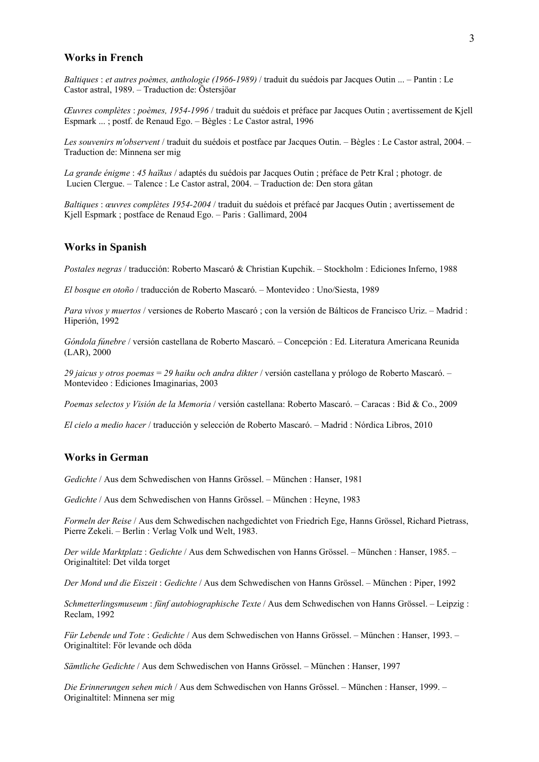## Works in French

*Baltiques* : *et autres poèmes, anthologie (1966-1989)* / traduit du suédois par Jacques Outin ... – Pantin : Le Castor astral, 1989. – Traduction de: Östersjöar

*Œuvres complètes* : *poèmes, 1954-1996* / traduit du suédois et préface par Jacques Outin ; avertissement de Kjell Espmark ... ; postf. de Renaud Ego. – Bègles : Le Castor astral, 1996

*Les souvenirs m'observent* / traduit du suédois et postface par Jacques Outin. – Bègles : Le Castor astral, 2004. – Traduction de: Minnena ser mig

*La grande énigme* : *45 haïkus* / adaptés du suédois par Jacques Outin ; préface de Petr Kral ; photogr. de Lucien Clergue. – Talence : Le Castor astral, 2004. – Traduction de: Den stora gåtan

*Baltiques* : *œuvres complètes 1954-2004* / traduit du suédois et préfacé par Jacques Outin ; avertissement de Kjell Espmark ; postface de Renaud Ego. – Paris : Gallimard, 2004

## Works in Spanish

*Postales negras* / traducción: Roberto Mascaró & Christian Kupchik. – Stockholm : Ediciones Inferno, 1988

*El bosque en otoño* / traducción de Roberto Mascaró. – Montevideo : Uno/Siesta, 1989

*Para vivos y muertos* / versiones de Roberto Mascaró ; con la versión de Bálticos de Francisco Uriz. – Madrid : Hiperión, 1992

*Góndola fúnebre* / versión castellana de Roberto Mascaró. – Concepción : Ed. Literatura Americana Reunida (LAR), 2000

*29 jaicus y otros poemas = 29 haiku och andra dikter* / versión castellana y prólogo de Roberto Mascaró. – Montevideo : Ediciones Imaginarias, 2003

*Poemas selectos y Visión de la Memoria* / versión castellana: Roberto Mascaró. – Caracas : Bid & Co., 2009

*El cielo a medio hacer* / traducción y selección de Roberto Mascaró. – Madrid : Nórdica Libros, 2010

## Works in German

*Gedichte* / Aus dem Schwedischen von Hanns Grössel. – München : Hanser, 1981

*Gedichte* / Aus dem Schwedischen von Hanns Grössel. – München : Heyne, 1983

*Formeln der Reise* / Aus dem Schwedischen nachgedichtet von Friedrich Ege, Hanns Grössel, Richard Pietrass, Pierre Zekeli. – Berlin : Verlag Volk und Welt, 1983.

*Der wilde Marktplatz* : *Gedichte* / Aus dem Schwedischen von Hanns Grössel. – München : Hanser, 1985. – Originaltitel: Det vilda torget

*Der Mond und die Eiszeit* : *Gedichte* / Aus dem Schwedischen von Hanns Grössel. – München : Piper, 1992

*Schmetterlingsmuseum* : *fünf autobiographische Texte* / Aus dem Schwedischen von Hanns Grössel. – Leipzig : Reclam, 1992

*Für Lebende und Tote* : *Gedichte* / Aus dem Schwedischen von Hanns Grössel. – München : Hanser, 1993. – Originaltitel: För levande och döda

*Sämtliche Gedichte* / Aus dem Schwedischen von Hanns Grössel. – München : Hanser, 1997

*Die Erinnerungen sehen mich* / Aus dem Schwedischen von Hanns Grössel. – München : Hanser, 1999. – Originaltitel: Minnena ser mig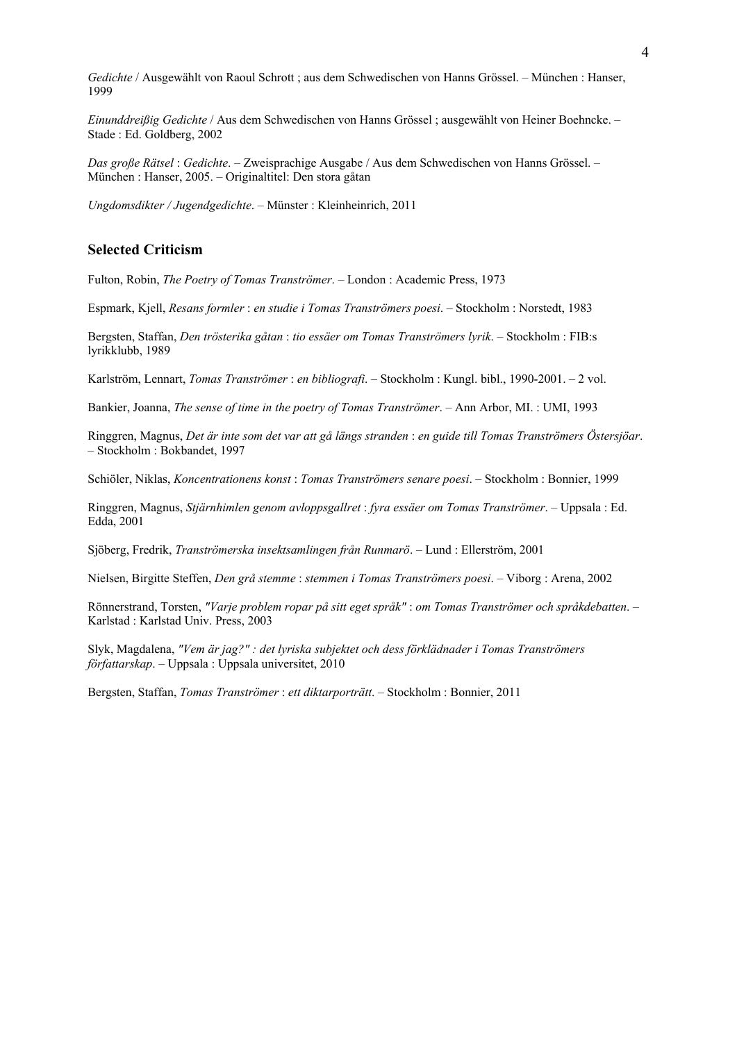*Gedichte* / Ausgewählt von Raoul Schrott ; aus dem Schwedischen von Hanns Grössel. – München : Hanser, 1999

*Einunddreißig Gedichte* / Aus dem Schwedischen von Hanns Grössel ; ausgewählt von Heiner Boehncke. – Stade : Ed. Goldberg, 2002

*Das große Rätsel* : *Gedichte*. – Zweisprachige Ausgabe / Aus dem Schwedischen von Hanns Grössel. – München : Hanser, 2005. – Originaltitel: Den stora gåtan

*Ungdomsdikter / Jugendgedichte*. – Münster : Kleinheinrich, 2011

## Selected Criticism

Fulton, Robin, *The Poetry of Tomas Tranströmer*. – London : Academic Press, 1973

Espmark, Kjell, *Resans formler* : *en studie i Tomas Tranströmers poesi*. – Stockholm : Norstedt, 1983

Bergsten, Staffan, *Den trösterika gåtan* : *tio essäer om Tomas Tranströmers lyrik*. – Stockholm : FIB:s lyrikklubb, 1989

Karlström, Lennart, *Tomas Tranströmer* : *en bibliografi*. – Stockholm : Kungl. bibl., 1990-2001. – 2 vol.

Bankier, Joanna, *The sense of time in the poetry of Tomas Tranströmer*. – Ann Arbor, MI. : UMI, 1993

Ringgren, Magnus, *Det är inte som det var att gå längs stranden* : *en guide till Tomas Tranströmers Östersjöar*. – Stockholm : Bokbandet, 1997

Schiöler, Niklas, *Koncentrationens konst* : *Tomas Tranströmers senare poesi*. – Stockholm : Bonnier, 1999

Ringgren, Magnus, *Stjärnhimlen genom avloppsgallret* : *fyra essäer om Tomas Tranströmer*. – Uppsala : Ed. Edda, 2001

Sjöberg, Fredrik, *Tranströmerska insektsamlingen från Runmarö*. – Lund : Ellerström, 2001

Nielsen, Birgitte Steffen, *Den grå stemme* : *stemmen i Tomas Tranströmers poesi*. – Viborg : Arena, 2002

Rönnerstrand, Torsten, *"Varje problem ropar på sitt eget språk"* : *om Tomas Tranströmer och språkdebatten*. – Karlstad : Karlstad Univ. Press, 2003

Slyk, Magdalena, *"Vem är jag?" : det lyriska subjektet och dess förklädnader i Tomas Tranströmers författarskap*. – Uppsala : Uppsala universitet, 2010

Bergsten, Staffan, *Tomas Tranströmer* : *ett diktarporträtt*. – Stockholm : Bonnier, 2011